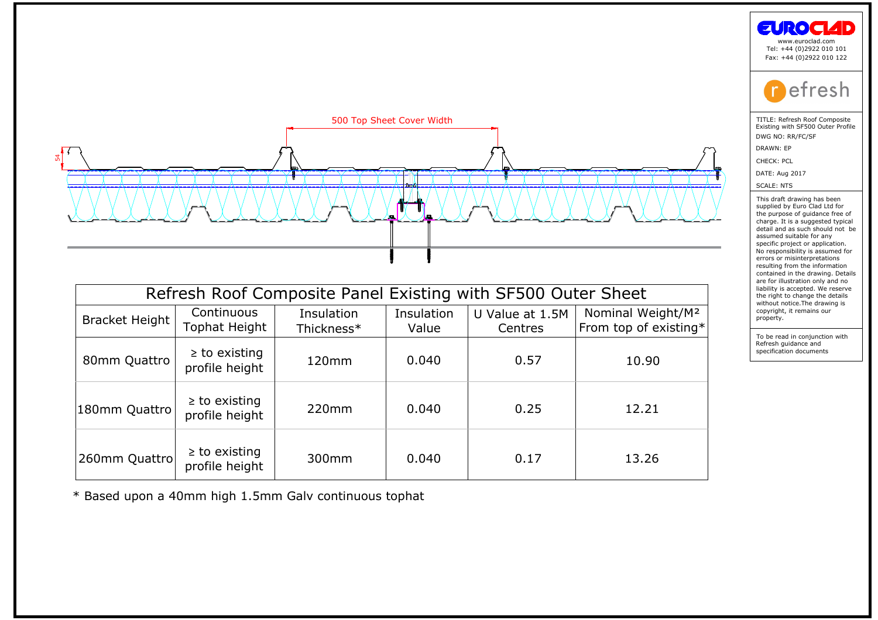500 Top Sheet Cover Width

54

# Refresh Roof Composite Panel Existing with SF500 Outer Sheet

| Bracket Height | Continuous Tophat Height | Insulation Thickness* | Insulation Value | U Value at 1.5M Centres | Nominal Weight/M² From top of existing* |
|---|---|---|---|---|---|
| 80mm Quattro | ≥ to existing profile height | 120mm | 0.040 | 0.57 | 10.90 |
| 180mm Quattro | ≥ to existing profile height | 220mm | 0.040 | 0.25 | 12.21 |
| 260mm Quattro | ≥ to existing profile height | 300mm | 0.040 | 0.17 | 13.26 |

* Based upon a 40mm high 1.5mm Galv continuous tophat

EUROCLAD

www.euroclad.com
Tel: +44 (0)2922 010 101
Fax: +44 (0)2922 010 122

refresh

TITLE: Refresh Roof Composite Existing with SF500 Outer Profile

DWG NO: RR/FC/SF

DRAWN: EP

CHECK: PCL

DATE: Aug 2017

SCALE: NTS

This draft drawing has been supplied by Euro Clad Ltd for the purpose of guidance free of charge. It is a suggested typical detail and as such should not be assumed suitable for any specific project or application. No responsibility is assumed for errors or misinterpretations resulting from the information contained in the drawing. Details are for illustration only and no liability is accepted. We reserve the right to change the details without notice.The drawing is copyright, it remains our property.

To be read in conjunction with Refresh guidance and specification documents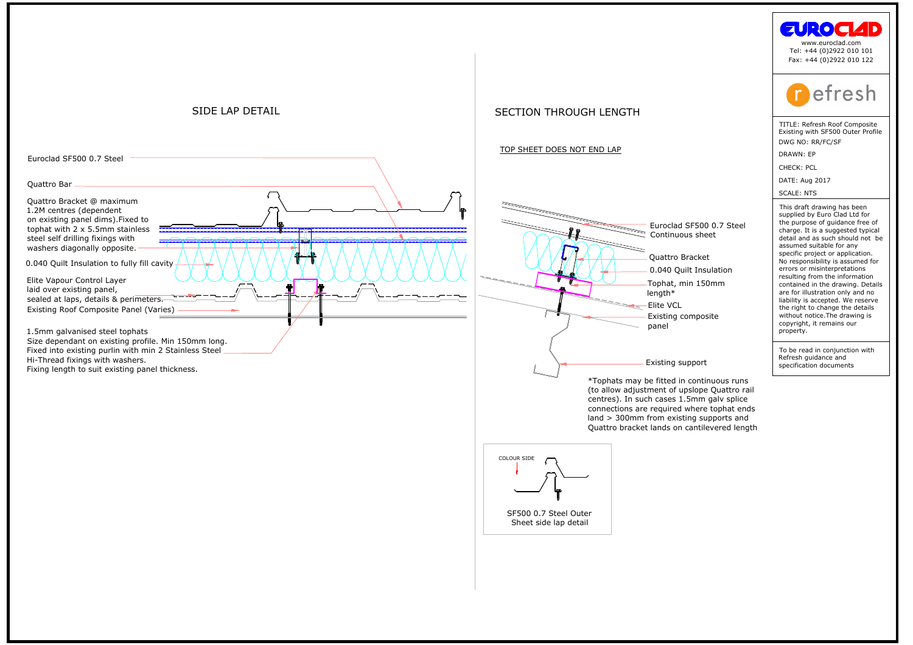## SIDE LAP DETAIL

Euroclad SF500 0.7 Steel

Quattro Bar

Quattro Bracket @ maximum 1.2M centres (dependent on existing panel dims).Fixed to tophat with 2 x 5.5mm stainless steel self drilling fixings with washers diagonally opposite.

0.040 Quilt Insulation to fully fill cavity

Elite Vapour Control Layer laid over existing panel, sealed at laps, details & perimeters.

Existing Roof Composite Panel (Varies)

1.5mm galvanised steel tophats
Size dependant on existing profile. Min 150mm long.
Fixed into existing purlin with min 2 Stainless Steel Hi-Thread fixings with washers.
Fixing length to suit existing panel thickness.

## SECTION THROUGH LENGTH

TOP SHEET DOES NOT END LAP

Euroclad SF500 0.7 Steel Continuous sheet

Quattro Bracket

0.040 Quilt Insulation

Tophat, min 150mm length*

Elite VCL

Existing composite panel

Existing support

*Tophats may be fitted in continuous runs (to allow adjustment of upslope Quattro rail centres). In such cases 1.5mm galv splice connections are required where tophat ends land > 300mm from existing supports and Quattro bracket lands on cantilevered length

COLOUR SIDE

SF500 0.7 Steel Outer Sheet side lap detail

EUROCLAD
www.euroclad.com
Tel: +44 (0)2922 010 101
Fax: +44 (0)2922 010 122

refresh

TITLE: Refresh Roof Composite Existing with SF500 Outer Profile

DWG NO: RR/FC/SF

DRAWN: EP

CHECK: PCL

DATE: Aug 2017

SCALE: NTS

This draft drawing has been supplied by Euro Clad Ltd for the purpose of guidance free of charge. It is a suggested typical detail and as such should not be assumed suitable for any specific project or application. No responsibility is assumed for errors or misinterpretations resulting from the information contained in the drawing. Details are for illustration only and no liability is accepted. We reserve the right to change the details without notice.The drawing is copyright, it remains our property.

To be read in conjunction with Refresh guidance and specification documents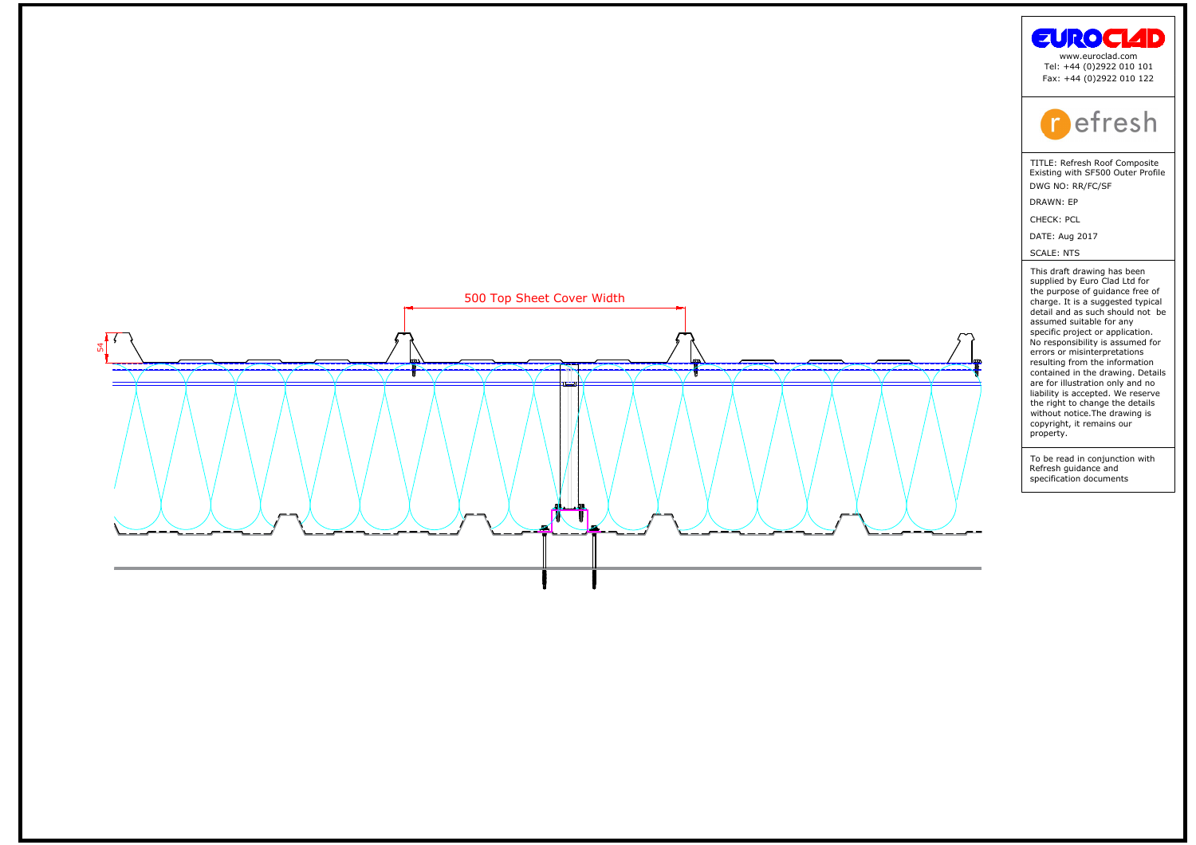500 Top Sheet Cover Width

54

EUROCLAD

www.euroclad.com
Tel: +44 (0)2922 010 101
Fax: +44 (0)2922 010 122

refresh

TITLE: Refresh Roof Composite Existing with SF500 Outer Profile

DWG NO: RR/FC/SF

DRAWN: EP

CHECK: PCL

DATE: Aug 2017

SCALE: NTS

This draft drawing has been supplied by Euro Clad Ltd for the purpose of guidance free of charge. It is a suggested typical detail and as such should not be assumed suitable for any specific project or application. No responsibility is assumed for errors or misinterpretations resulting from the information contained in the drawing. Details are for illustration only and no liability is accepted. We reserve the right to change the details without notice.The drawing is copyright, it remains our property.

To be read in conjunction with Refresh guidance and specification documents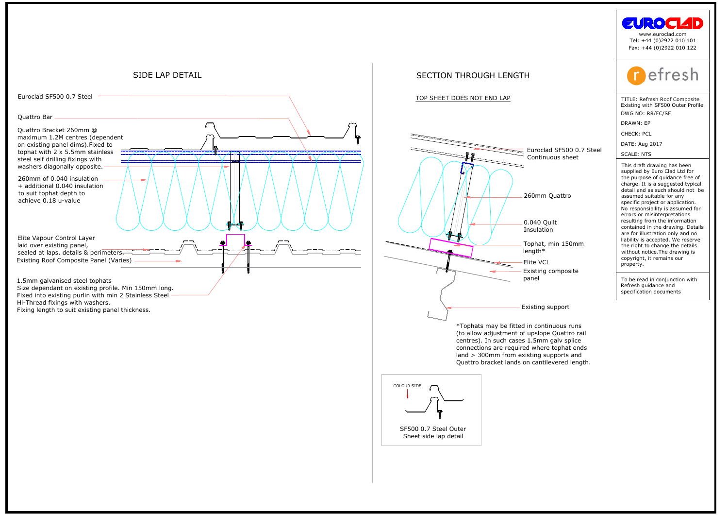## SIDE LAP DETAIL

Euroclad SF500 0.7 Steel

Quattro Bar

Quattro Bracket 260mm @ maximum 1.2M centres (dependent on existing panel dims).Fixed to tophat with 2 x 5.5mm stainless steel self drilling fixings with washers diagonally opposite.

260mm of 0.040 insulation + additional 0.040 insulation to suit tophat depth to achieve 0.18 u-value

Elite Vapour Control Layer laid over existing panel, sealed at laps, details & perimeters.

Existing Roof Composite Panel (Varies)

1.5mm galvanised steel tophats
Size dependant on existing profile. Min 150mm long.
Fixed into existing purlin with min 2 Stainless Steel Hi-Thread fixings with washers.
Fixing length to suit existing panel thickness.

## SECTION THROUGH LENGTH

TOP SHEET DOES NOT END LAP

Euroclad SF500 0.7 Steel Continuous sheet

260mm Quattro

0.040 Quilt Insulation

Tophat, min 150mm length*

Elite VCL

Existing composite panel

Existing support

*Tophats may be fitted in continuous runs (to allow adjustment of upslope Quattro rail centres). In such cases 1.5mm galv splice connections are required where tophat ends land > 300mm from existing supports and Quattro bracket lands on cantilevered length.

COLOUR SIDE

SF500 0.7 Steel Outer Sheet side lap detail

---

EUROCLAD
www.euroclad.com
Tel: +44 (0)2922 010 101
Fax: +44 (0)2922 010 122

refresh

TITLE: Refresh Roof Composite Existing with SF500 Outer Profile
DWG NO: RR/FC/SF
DRAWN: EP
CHECK: PCL
DATE: Aug 2017
SCALE: NTS

This draft drawing has been supplied by Euro Clad Ltd for the purpose of guidance free of charge. It is a suggested typical detail and as such should not be assumed suitable for any specific project or application. No responsibility is assumed for errors or misinterpretations resulting from the information contained in the drawing. Details are for illustration only and no liability is accepted. We reserve the right to change the details without notice.The drawing is copyright, it remains our property.

To be read in conjunction with Refresh guidance and specification documents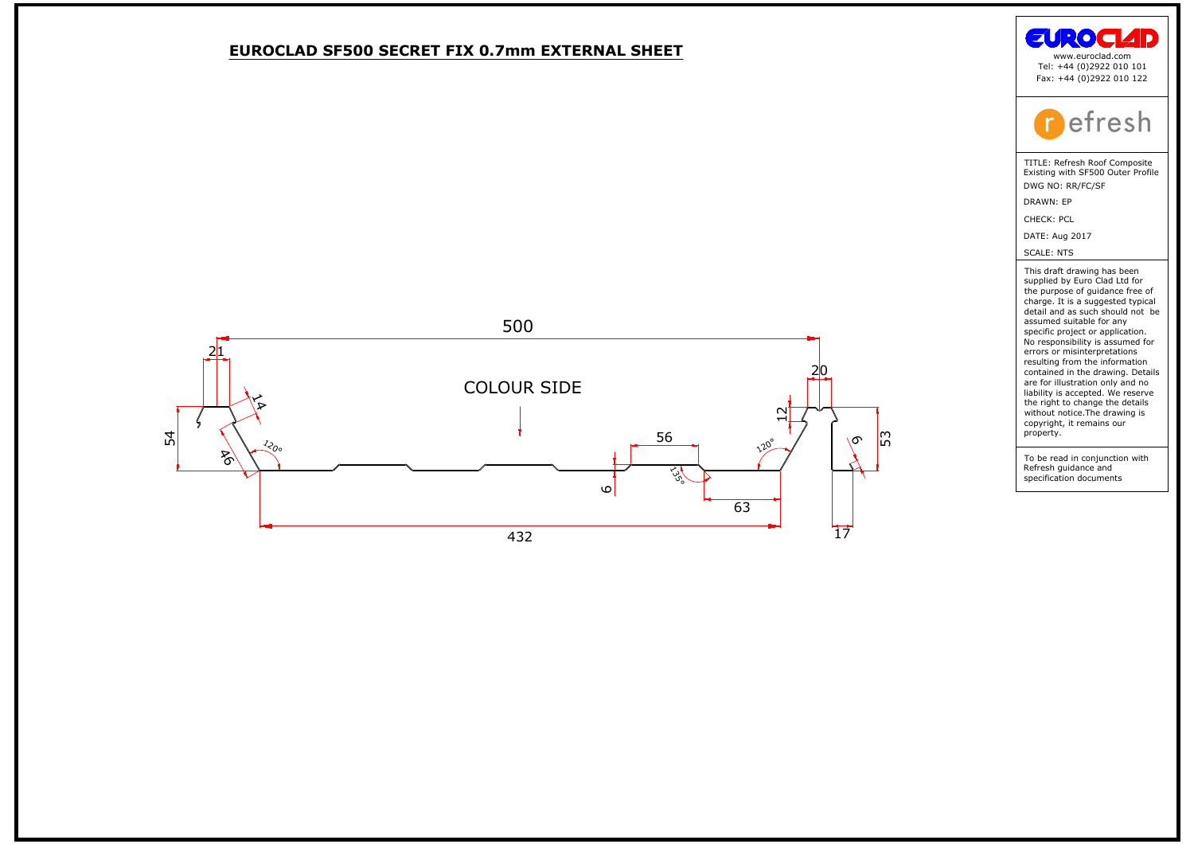# EUROCLAD SF500 SECRET FIX 0.7mm EXTERNAL SHEET

500

21

14

54

46

120°

COLOUR SIDE

56

6

135°

63

432

120°

20

12

6

53

17

EUROCLAD
www.euroclad.com
Tel: +44 (0)2922 010 101
Fax: +44 (0)2922 010 122

refresh

TITLE: Refresh Roof Composite Existing with SF500 Outer Profile

DWG NO: RR/FC/SF

DRAWN: EP

CHECK: PCL

DATE: Aug 2017

SCALE: NTS

This draft drawing has been supplied by Euro Clad Ltd for the purpose of guidance free of charge. It is a suggested typical detail and as such should not be assumed suitable for any specific project or application. No responsibility is assumed for errors or misinterpretations resulting from the information contained in the drawing. Details are for illustration only and no liability is accepted. We reserve the right to change the details without notice.The drawing is copyright, it remains our property.

To be read in conjunction with Refresh guidance and specification documents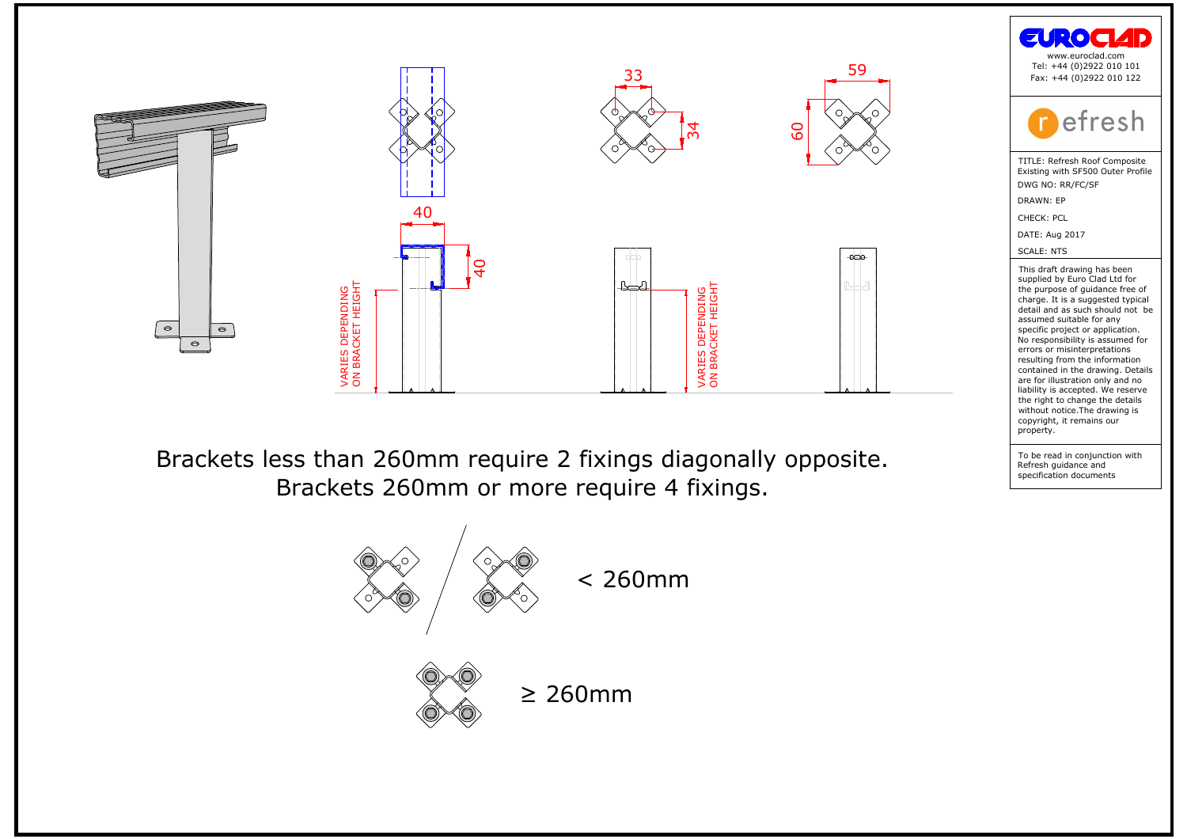40

40

VARIES DEPENDING ON BRACKET HEIGHT

33

34

VARIES DEPENDING ON BRACKET HEIGHT

59

60

EUROCLAD

www.euroclad.com
Tel: +44 (0)2922 010 101
Fax: +44 (0)2922 010 122

refresh

TITLE: Refresh Roof Composite Existing with SF500 Outer Profile

DWG NO: RR/FC/SF

DRAWN: EP

CHECK: PCL

DATE: Aug 2017

SCALE: NTS

This draft drawing has been supplied by Euro Clad Ltd for the purpose of guidance free of charge. It is a suggested typical detail and as such should not be assumed suitable for any specific project or application. No responsibility is assumed for errors or misinterpretations resulting from the information contained in the drawing. Details are for illustration only and no liability is accepted. We reserve the right to change the details without notice.The drawing is copyright, it remains our property.

To be read in conjunction with Refresh guidance and specification documents

Brackets less than 260mm require 2 fixings diagonally opposite.
Brackets 260mm or more require 4 fixings.

< 260mm

≥ 260mm